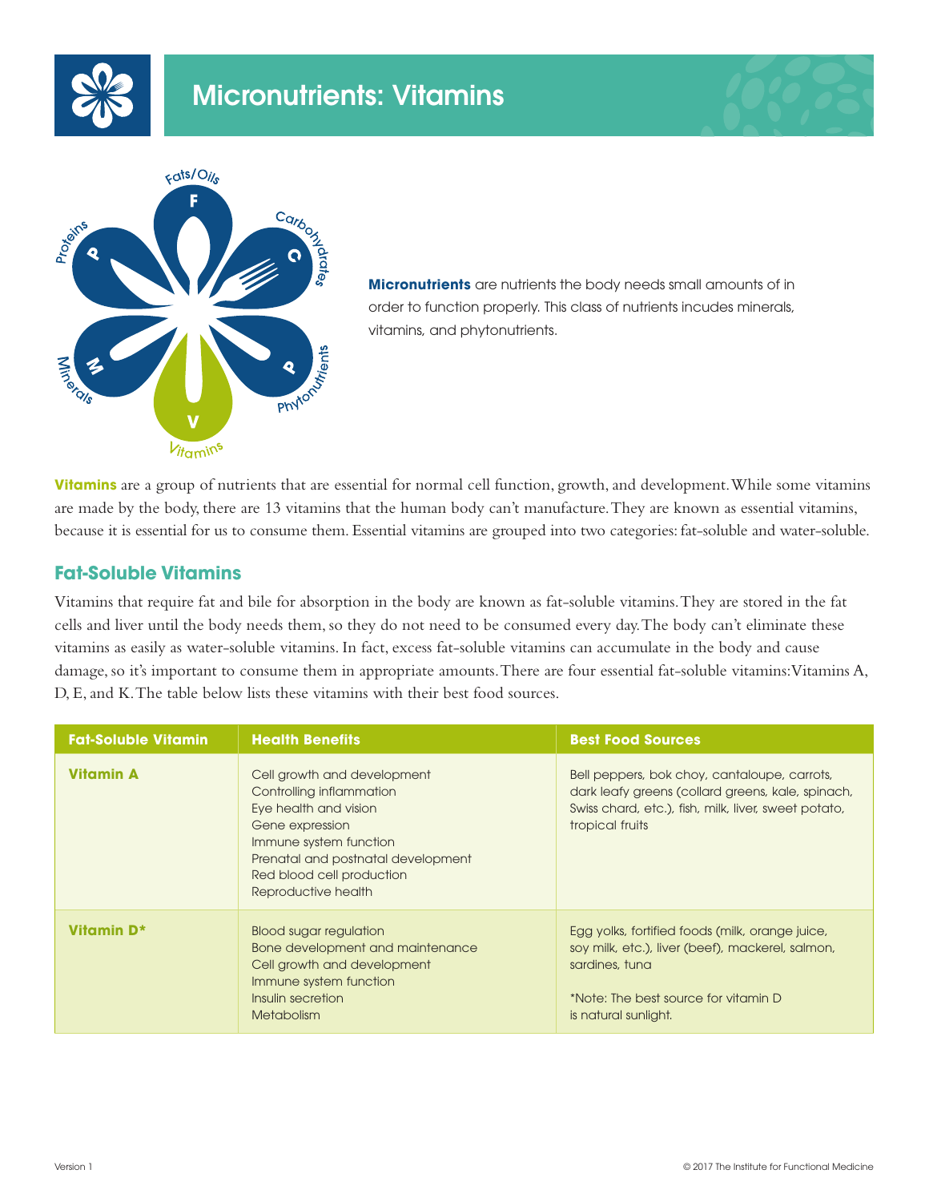# Micronutrients: Vitamins

**Micronutrients** are nutrients the body needs small amounts of in order to function properly. This class of nutrients incudes minerals, vitamins, and phytonutrients.

**Vitamins** are a group of nutrients that are essential for normal cell function, growth, and development. While some vitamins are made by the body, there are 13 vitamins that the human body can't manufacture. They are known as essential vitamins, because it is essential for us to consume them. Essential vitamins are grouped into two categories: fat-soluble and water-soluble.

## Fat-Soluble Vitamins

Vitamins that require fat and bile for absorption in the body are known as fat-soluble vitamins. They are stored in the fat cells and liver until the body needs them, so they do not need to be consumed every day. The body can't eliminate these vitamins as easily as water-soluble vitamins. In fact, excess fat-soluble vitamins can accumulate in the body and cause damage, so it's important to consume them in appropriate amounts. There are four essential fat-soluble vitamins: Vitamins A, D, E, and K. The table below lists these vitamins with their best food sources.

| Fat-Soluble Vitamin | Health Benefits | Best Food Sources |
|---|---|---|
| **Vitamin A** | Cell growth and development<br>Controlling inflammation<br>Eye health and vision<br>Gene expression<br>Immune system function<br>Prenatal and postnatal development<br>Red blood cell production<br>Reproductive health | Bell peppers, bok choy, cantaloupe, carrots, dark leafy greens (collard greens, kale, spinach, Swiss chard, etc.), fish, milk, liver, sweet potato, tropical fruits |
| **Vitamin D*** | Blood sugar regulation<br>Bone development and maintenance<br>Cell growth and development<br>Immune system function<br>Insulin secretion<br>Metabolism | Egg yolks, fortified foods (milk, orange juice, soy milk, etc.), liver (beef), mackerel, salmon, sardines, tuna<br><br>*Note: The best source for vitamin D is natural sunlight. |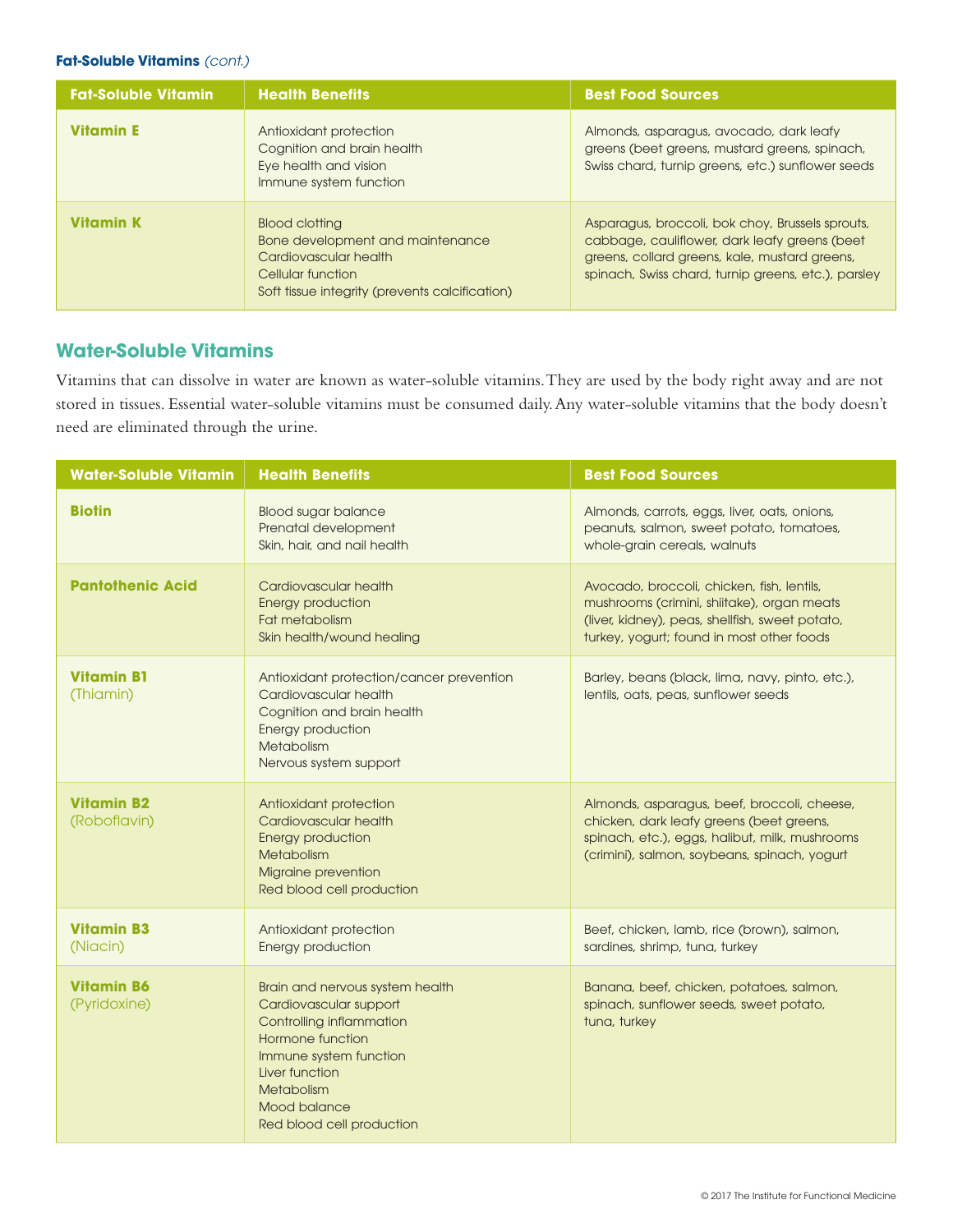**Fat-Soluble Vitamins** *(cont.)*

| Fat-Soluble Vitamin | Health Benefits | Best Food Sources |
|---|---|---|
| **Vitamin E** | Antioxidant protection<br>Cognition and brain health<br>Eye health and vision<br>Immune system function | Almonds, asparagus, avocado, dark leafy greens (beet greens, mustard greens, spinach, Swiss chard, turnip greens, etc.) sunflower seeds |
| **Vitamin K** | Blood clotting<br>Bone development and maintenance<br>Cardiovascular health<br>Cellular function<br>Soft tissue integrity (prevents calcification) | Asparagus, broccoli, bok choy, Brussels sprouts, cabbage, cauliflower, dark leafy greens (beet greens, collard greens, kale, mustard greens, spinach, Swiss chard, turnip greens, etc.), parsley |

## Water-Soluble Vitamins

Vitamins that can dissolve in water are known as water-soluble vitamins. They are used by the body right away and are not stored in tissues. Essential water-soluble vitamins must be consumed daily. Any water-soluble vitamins that the body doesn't need are eliminated through the urine.

| Water-Soluble Vitamin | Health Benefits | Best Food Sources |
|---|---|---|
| **Biotin** | Blood sugar balance<br>Prenatal development<br>Skin, hair, and nail health | Almonds, carrots, eggs, liver, oats, onions, peanuts, salmon, sweet potato, tomatoes, whole-grain cereals, walnuts |
| **Pantothenic Acid** | Cardiovascular health<br>Energy production<br>Fat metabolism<br>Skin health/wound healing | Avocado, broccoli, chicken, fish, lentils, mushrooms (crimini, shiitake), organ meats (liver, kidney), peas, shellfish, sweet potato, turkey, yogurt; found in most other foods |
| **Vitamin B1** (Thiamin) | Antioxidant protection/cancer prevention<br>Cardiovascular health<br>Cognition and brain health<br>Energy production<br>Metabolism<br>Nervous system support | Barley, beans (black, lima, navy, pinto, etc.), lentils, oats, peas, sunflower seeds |
| **Vitamin B2** (Roboflavin) | Antioxidant protection<br>Cardiovascular health<br>Energy production<br>Metabolism<br>Migraine prevention<br>Red blood cell production | Almonds, asparagus, beef, broccoli, cheese, chicken, dark leafy greens (beet greens, spinach, etc.), eggs, halibut, milk, mushrooms (crimini), salmon, soybeans, spinach, yogurt |
| **Vitamin B3** (Niacin) | Antioxidant protection<br>Energy production | Beef, chicken, lamb, rice (brown), salmon, sardines, shrimp, tuna, turkey |
| **Vitamin B6** (Pyridoxine) | Brain and nervous system health<br>Cardiovascular support<br>Controlling inflammation<br>Hormone function<br>Immune system function<br>Liver function<br>Metabolism<br>Mood balance<br>Red blood cell production | Banana, beef, chicken, potatoes, salmon, spinach, sunflower seeds, sweet potato, tuna, turkey |

© 2017 The Institute for Functional Medicine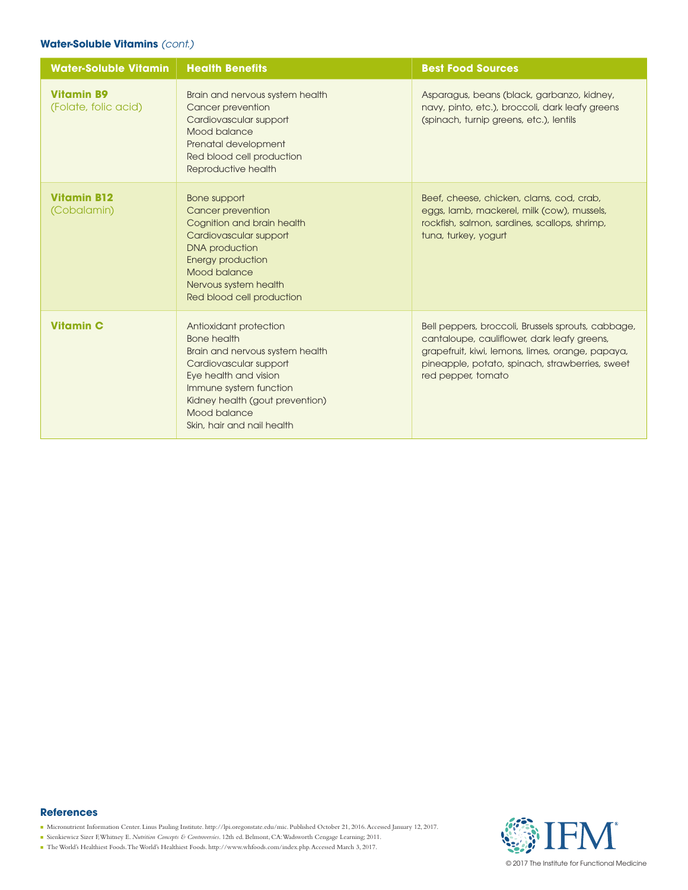**Water-Soluble Vitamins** *(cont.)*

| Water-Soluble Vitamin | Health Benefits | Best Food Sources |
|---|---|---|
| **Vitamin B9** (Folate, folic acid) | Brain and nervous system health<br>Cancer prevention<br>Cardiovascular support<br>Mood balance<br>Prenatal development<br>Red blood cell production<br>Reproductive health | Asparagus, beans (black, garbanzo, kidney, navy, pinto, etc.), broccoli, dark leafy greens (spinach, turnip greens, etc.), lentils |
| **Vitamin B12** (Cobalamin) | Bone support<br>Cancer prevention<br>Cognition and brain health<br>Cardiovascular support<br>DNA production<br>Energy production<br>Mood balance<br>Nervous system health<br>Red blood cell production | Beef, cheese, chicken, clams, cod, crab, eggs, lamb, mackerel, milk (cow), mussels, rockfish, salmon, sardines, scallops, shrimp, tuna, turkey, yogurt |
| **Vitamin C** | Antioxidant protection<br>Bone health<br>Brain and nervous system health<br>Cardiovascular support<br>Eye health and vision<br>Immune system function<br>Kidney health (gout prevention)<br>Mood balance<br>Skin, hair and nail health | Bell peppers, broccoli, Brussels sprouts, cabbage, cantaloupe, cauliflower, dark leafy greens, grapefruit, kiwi, lemons, limes, orange, papaya, pineapple, potato, spinach, strawberries, sweet red pepper, tomato |

**References**

- Micronutrient Information Center. Linus Pauling Institute. http://lpi.oregonstate.edu/mic. Published October 21, 2016. Accessed January 12, 2017.
- Sienkiewicz Sizer F, Whitney E. *Nutrition Concepts & Controversies*. 12th ed. Belmont, CA: Wadsworth Cengage Learning; 2011.
- The World's Healthiest Foods. The World's Healthiest Foods. http://www.whfoods.com/index.php. Accessed March 3, 2017.

IFM®

© 2017 The Institute for Functional Medicine